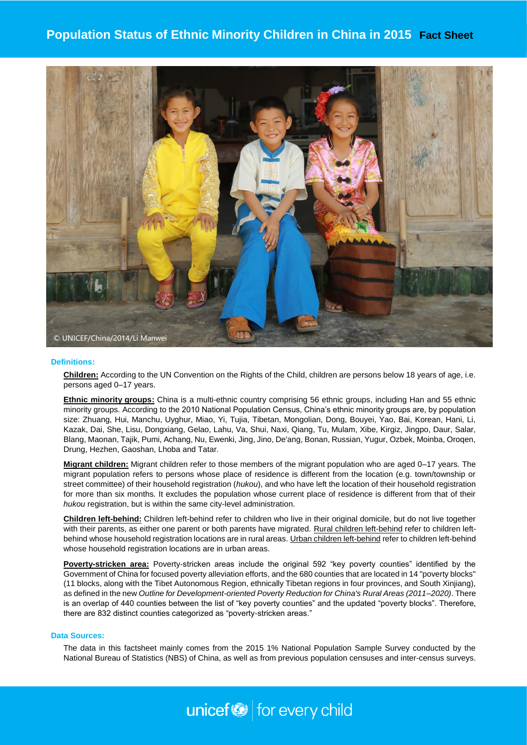# Population Status of Ethnic Minority Children in China in 2015 Fact Sheet

© UNICEF/China/2014/Li Manwei

## Definitions:

**Children:** According to the UN Convention on the Rights of the Child, children are persons below 18 years of age, i.e. persons aged 0–17 years.

**Ethnic minority groups:** China is a multi-ethnic country comprising 56 ethnic groups, including Han and 55 ethnic minority groups. According to the 2010 National Population Census, China's ethnic minority groups are, by population size: Zhuang, Hui, Manchu, Uyghur, Miao, Yi, Tujia, Tibetan, Mongolian, Dong, Bouyei, Yao, Bai, Korean, Hani, Li, Kazak, Dai, She, Lisu, Dongxiang, Gelao, Lahu, Va, Shui, Naxi, Qiang, Tu, Mulam, Xibe, Kirgiz, Jingpo, Daur, Salar, Blang, Maonan, Tajik, Pumi, Achang, Nu, Ewenki, Jing, Jino, De'ang, Bonan, Russian, Yugur, Ozbek, Moinba, Oroqen, Drung, Hezhen, Gaoshan, Lhoba and Tatar.

**Migrant children:** Migrant children refer to those members of the migrant population who are aged 0–17 years. The migrant population refers to persons whose place of residence is different from the location (e.g. town/township or street committee) of their household registration (*hukou*), and who have left the location of their household registration for more than six months. It excludes the population whose current place of residence is different from that of their *hukou* registration, but is within the same city-level administration.

**Children left-behind:** Children left-behind refer to children who live in their original domicile, but do not live together with their parents, as either one parent or both parents have migrated. Rural children left-behind refer to children left-behind whose household registration locations are in rural areas. Urban children left-behind refer to children left-behind whose household registration locations are in urban areas.

**Poverty-stricken area:** Poverty-stricken areas include the original 592 "key poverty counties" identified by the Government of China for focused poverty alleviation efforts, and the 680 counties that are located in 14 "poverty blocks" (11 blocks, along with the Tibet Autonomous Region, ethnically Tibetan regions in four provinces, and South Xinjiang), as defined in the new *Outline for Development-oriented Poverty Reduction for China's Rural Areas (2011–2020)*. There is an overlap of 440 counties between the list of "key poverty counties" and the updated "poverty blocks". Therefore, there are 832 distinct counties categorized as "poverty-stricken areas."

## Data Sources:

The data in this factsheet mainly comes from the 2015 1% National Population Sample Survey conducted by the National Bureau of Statistics (NBS) of China, as well as from previous population censuses and inter-census surveys.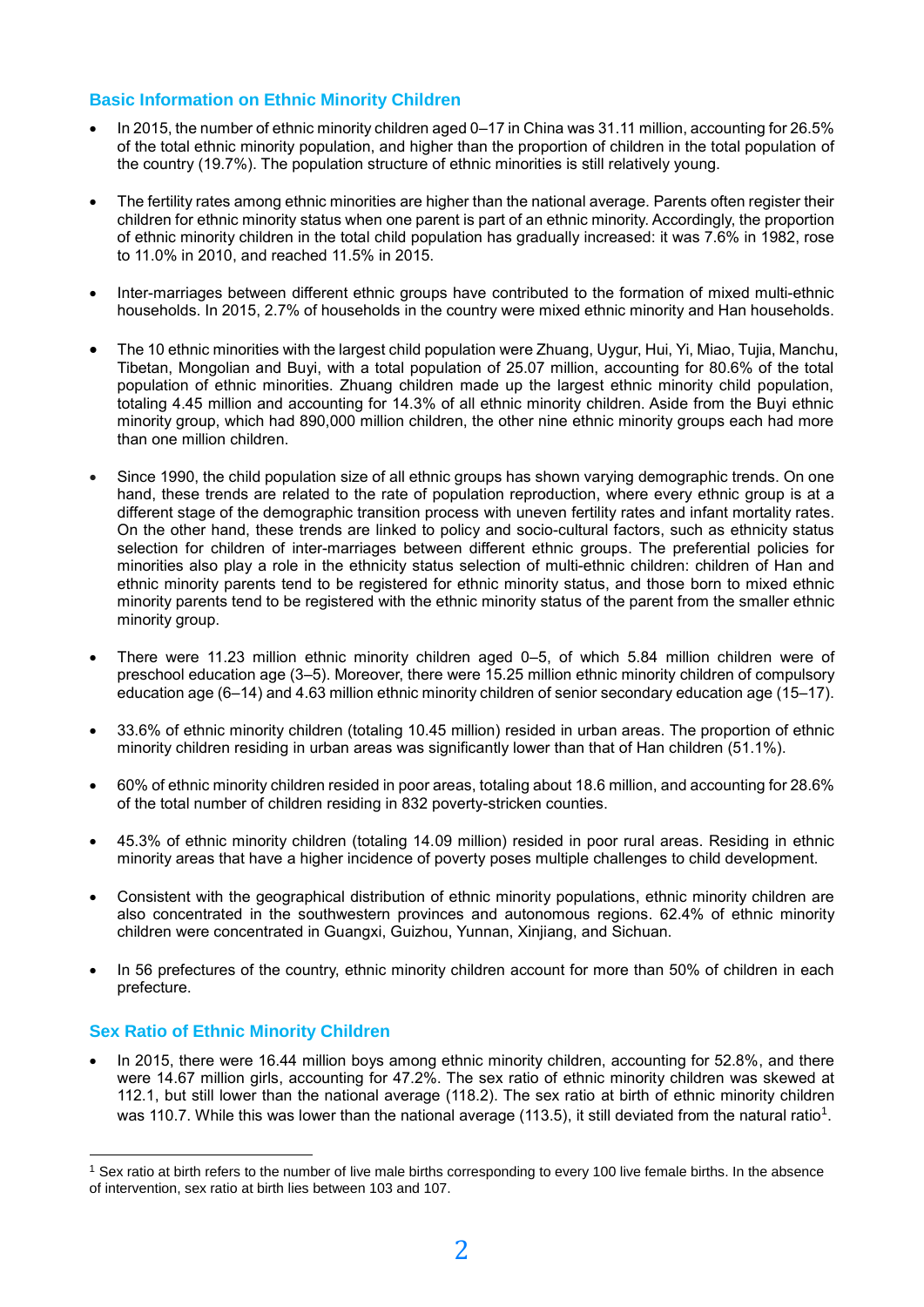## Basic Information on Ethnic Minority Children

- In 2015, the number of ethnic minority children aged 0–17 in China was 31.11 million, accounting for 26.5% of the total ethnic minority population, and higher than the proportion of children in the total population of the country (19.7%). The population structure of ethnic minorities is still relatively young.

- The fertility rates among ethnic minorities are higher than the national average. Parents often register their children for ethnic minority status when one parent is part of an ethnic minority. Accordingly, the proportion of ethnic minority children in the total child population has gradually increased: it was 7.6% in 1982, rose to 11.0% in 2010, and reached 11.5% in 2015.

- Inter-marriages between different ethnic groups have contributed to the formation of mixed multi-ethnic households. In 2015, 2.7% of households in the country were mixed ethnic minority and Han households.

- The 10 ethnic minorities with the largest child population were Zhuang, Uygur, Hui, Yi, Miao, Tujia, Manchu, Tibetan, Mongolian and Buyi, with a total population of 25.07 million, accounting for 80.6% of the total population of ethnic minorities. Zhuang children made up the largest ethnic minority child population, totaling 4.45 million and accounting for 14.3% of all ethnic minority children. Aside from the Buyi ethnic minority group, which had 890,000 million children, the other nine ethnic minority groups each had more than one million children.

- Since 1990, the child population size of all ethnic groups has shown varying demographic trends. On one hand, these trends are related to the rate of population reproduction, where every ethnic group is at a different stage of the demographic transition process with uneven fertility rates and infant mortality rates. On the other hand, these trends are linked to policy and socio-cultural factors, such as ethnicity status selection for children of inter-marriages between different ethnic groups. The preferential policies for minorities also play a role in the ethnicity status selection of multi-ethnic children: children of Han and ethnic minority parents tend to be registered for ethnic minority status, and those born to mixed ethnic minority parents tend to be registered with the ethnic minority status of the parent from the smaller ethnic minority group.

- There were 11.23 million ethnic minority children aged 0–5, of which 5.84 million children were of preschool education age (3–5). Moreover, there were 15.25 million ethnic minority children of compulsory education age (6–14) and 4.63 million ethnic minority children of senior secondary education age (15–17).

- 33.6% of ethnic minority children (totaling 10.45 million) resided in urban areas. The proportion of ethnic minority children residing in urban areas was significantly lower than that of Han children (51.1%).

- 60% of ethnic minority children resided in poor areas, totaling about 18.6 million, and accounting for 28.6% of the total number of children residing in 832 poverty-stricken counties.

- 45.3% of ethnic minority children (totaling 14.09 million) resided in poor rural areas. Residing in ethnic minority areas that have a higher incidence of poverty poses multiple challenges to child development.

- Consistent with the geographical distribution of ethnic minority populations, ethnic minority children are also concentrated in the southwestern provinces and autonomous regions. 62.4% of ethnic minority children were concentrated in Guangxi, Guizhou, Yunnan, Xinjiang, and Sichuan.

- In 56 prefectures of the country, ethnic minority children account for more than 50% of children in each prefecture.

## Sex Ratio of Ethnic Minority Children

- In 2015, there were 16.44 million boys among ethnic minority children, accounting for 52.8%, and there were 14.67 million girls, accounting for 47.2%. The sex ratio of ethnic minority children was skewed at 112.1, but still lower than the national average (118.2). The sex ratio at birth of ethnic minority children was 110.7. While this was lower than the national average (113.5), it still deviated from the natural ratio[1].

[1] Sex ratio at birth refers to the number of live male births corresponding to every 100 live female births. In the absence of intervention, sex ratio at birth lies between 103 and 107.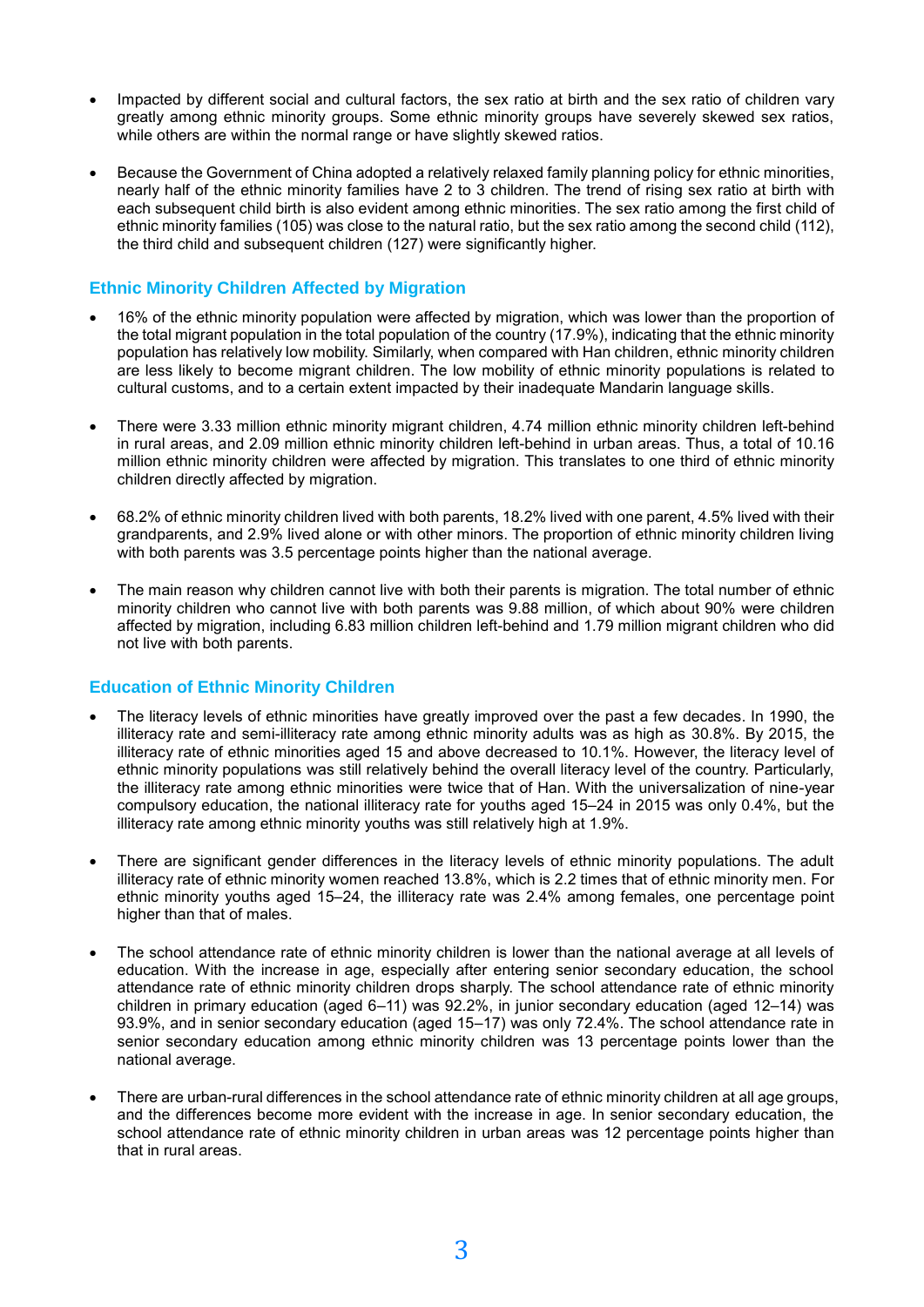- Impacted by different social and cultural factors, the sex ratio at birth and the sex ratio of children vary greatly among ethnic minority groups. Some ethnic minority groups have severely skewed sex ratios, while others are within the normal range or have slightly skewed ratios.

- Because the Government of China adopted a relatively relaxed family planning policy for ethnic minorities, nearly half of the ethnic minority families have 2 to 3 children. The trend of rising sex ratio at birth with each subsequent child birth is also evident among ethnic minorities. The sex ratio among the first child of ethnic minority families (105) was close to the natural ratio, but the sex ratio among the second child (112), the third child and subsequent children (127) were significantly higher.

### Ethnic Minority Children Affected by Migration

- 16% of the ethnic minority population were affected by migration, which was lower than the proportion of the total migrant population in the total population of the country (17.9%), indicating that the ethnic minority population has relatively low mobility. Similarly, when compared with Han children, ethnic minority children are less likely to become migrant children. The low mobility of ethnic minority populations is related to cultural customs, and to a certain extent impacted by their inadequate Mandarin language skills.

- There were 3.33 million ethnic minority migrant children, 4.74 million ethnic minority children left-behind in rural areas, and 2.09 million ethnic minority children left-behind in urban areas. Thus, a total of 10.16 million ethnic minority children were affected by migration. This translates to one third of ethnic minority children directly affected by migration.

- 68.2% of ethnic minority children lived with both parents, 18.2% lived with one parent, 4.5% lived with their grandparents, and 2.9% lived alone or with other minors. The proportion of ethnic minority children living with both parents was 3.5 percentage points higher than the national average.

- The main reason why children cannot live with both their parents is migration. The total number of ethnic minority children who cannot live with both parents was 9.88 million, of which about 90% were children affected by migration, including 6.83 million children left-behind and 1.79 million migrant children who did not live with both parents.

### Education of Ethnic Minority Children

- The literacy levels of ethnic minorities have greatly improved over the past a few decades. In 1990, the illiteracy rate and semi-illiteracy rate among ethnic minority adults was as high as 30.8%. By 2015, the illiteracy rate of ethnic minorities aged 15 and above decreased to 10.1%. However, the literacy level of ethnic minority populations was still relatively behind the overall literacy level of the country. Particularly, the illiteracy rate among ethnic minorities were twice that of Han. With the universalization of nine-year compulsory education, the national illiteracy rate for youths aged 15–24 in 2015 was only 0.4%, but the illiteracy rate among ethnic minority youths was still relatively high at 1.9%.

- There are significant gender differences in the literacy levels of ethnic minority populations. The adult illiteracy rate of ethnic minority women reached 13.8%, which is 2.2 times that of ethnic minority men. For ethnic minority youths aged 15–24, the illiteracy rate was 2.4% among females, one percentage point higher than that of males.

- The school attendance rate of ethnic minority children is lower than the national average at all levels of education. With the increase in age, especially after entering senior secondary education, the school attendance rate of ethnic minority children drops sharply. The school attendance rate of ethnic minority children in primary education (aged 6–11) was 92.2%, in junior secondary education (aged 12–14) was 93.9%, and in senior secondary education (aged 15–17) was only 72.4%. The school attendance rate in senior secondary education among ethnic minority children was 13 percentage points lower than the national average.

- There are urban-rural differences in the school attendance rate of ethnic minority children at all age groups, and the differences become more evident with the increase in age. In senior secondary education, the school attendance rate of ethnic minority children in urban areas was 12 percentage points higher than that in rural areas.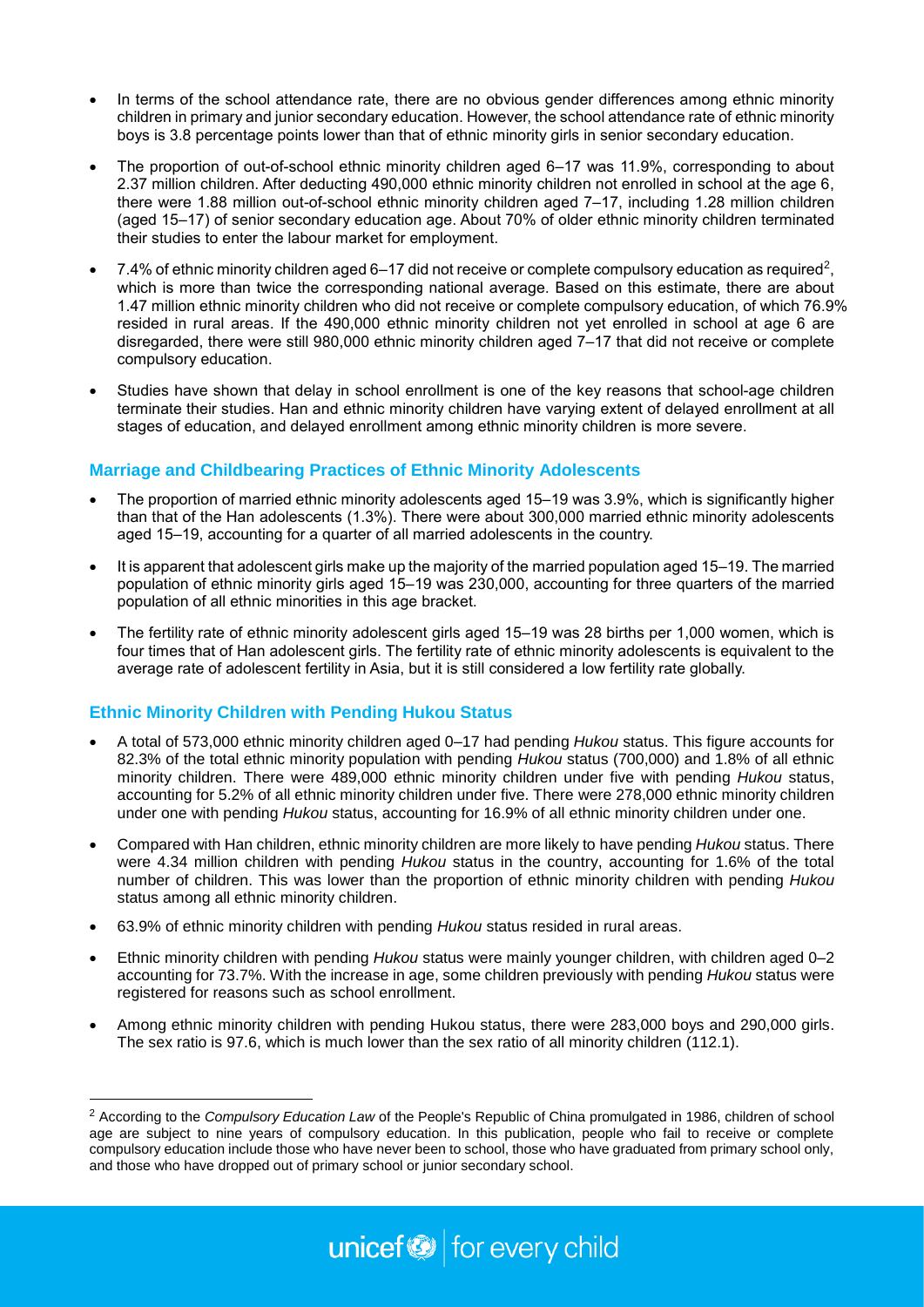- In terms of the school attendance rate, there are no obvious gender differences among ethnic minority children in primary and junior secondary education. However, the school attendance rate of ethnic minority boys is 3.8 percentage points lower than that of ethnic minority girls in senior secondary education.
- The proportion of out-of-school ethnic minority children aged 6–17 was 11.9%, corresponding to about 2.37 million children. After deducting 490,000 ethnic minority children not enrolled in school at the age 6, there were 1.88 million out-of-school ethnic minority children aged 7–17, including 1.28 million children (aged 15–17) of senior secondary education age. About 70% of older ethnic minority children terminated their studies to enter the labour market for employment.
- 7.4% of ethnic minority children aged 6–17 did not receive or complete compulsory education as required[2], which is more than twice the corresponding national average. Based on this estimate, there are about 1.47 million ethnic minority children who did not receive or complete compulsory education, of which 76.9% resided in rural areas. If the 490,000 ethnic minority children not yet enrolled in school at age 6 are disregarded, there were still 980,000 ethnic minority children aged 7–17 that did not receive or complete compulsory education.
- Studies have shown that delay in school enrollment is one of the key reasons that school-age children terminate their studies. Han and ethnic minority children have varying extent of delayed enrollment at all stages of education, and delayed enrollment among ethnic minority children is more severe.

### Marriage and Childbearing Practices of Ethnic Minority Adolescents

- The proportion of married ethnic minority adolescents aged 15–19 was 3.9%, which is significantly higher than that of the Han adolescents (1.3%). There were about 300,000 married ethnic minority adolescents aged 15–19, accounting for a quarter of all married adolescents in the country.
- It is apparent that adolescent girls make up the majority of the married population aged 15–19. The married population of ethnic minority girls aged 15–19 was 230,000, accounting for three quarters of the married population of all ethnic minorities in this age bracket.
- The fertility rate of ethnic minority adolescent girls aged 15–19 was 28 births per 1,000 women, which is four times that of Han adolescent girls. The fertility rate of ethnic minority adolescents is equivalent to the average rate of adolescent fertility in Asia, but it is still considered a low fertility rate globally.

### Ethnic Minority Children with Pending Hukou Status

- A total of 573,000 ethnic minority children aged 0–17 had pending *Hukou* status. This figure accounts for 82.3% of the total ethnic minority population with pending *Hukou* status (700,000) and 1.8% of all ethnic minority children. There were 489,000 ethnic minority children under five with pending *Hukou* status, accounting for 5.2% of all ethnic minority children under five. There were 278,000 ethnic minority children under one with pending *Hukou* status, accounting for 16.9% of all ethnic minority children under one.
- Compared with Han children, ethnic minority children are more likely to have pending *Hukou* status. There were 4.34 million children with pending *Hukou* status in the country, accounting for 1.6% of the total number of children. This was lower than the proportion of ethnic minority children with pending *Hukou* status among all ethnic minority children.
- 63.9% of ethnic minority children with pending *Hukou* status resided in rural areas.
- Ethnic minority children with pending *Hukou* status were mainly younger children, with children aged 0–2 accounting for 73.7%. With the increase in age, some children previously with pending *Hukou* status were registered for reasons such as school enrollment.
- Among ethnic minority children with pending Hukou status, there were 283,000 boys and 290,000 girls. The sex ratio is 97.6, which is much lower than the sex ratio of all minority children (112.1).

[2] According to the *Compulsory Education Law* of the People's Republic of China promulgated in 1986, children of school age are subject to nine years of compulsory education. In this publication, people who fail to receive or complete compulsory education include those who have never been to school, those who have graduated from primary school only, and those who have dropped out of primary school or junior secondary school.